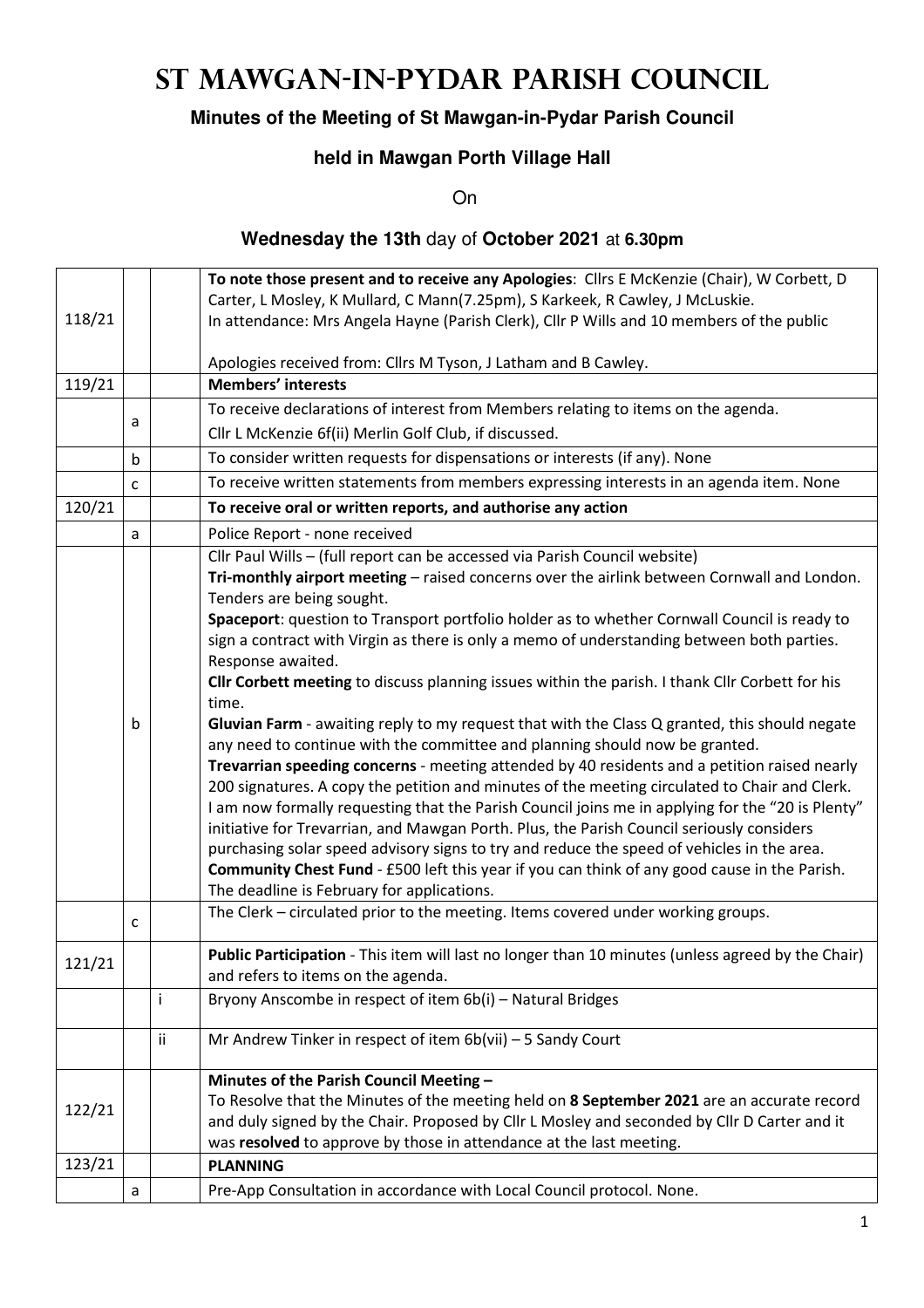# ST MAWGAN-IN-PYDAR PARISH COUNCIL

**Minutes of the Meeting of St Mawgan-in-Pydar Parish Council**

**held in Mawgan Porth Village Hall**

On

**Wednesday the 13th** day of **October 2021** at **6.30pm**

| | | | |
|---|---|---|---|
| 118/21 | | | **To note those present and to receive any Apologies**: Cllrs E McKenzie (Chair), W Corbett, D Carter, L Mosley, K Mullard, C Mann(7.25pm), S Karkeek, R Cawley, J McLuskie.<br>In attendance: Mrs Angela Hayne (Parish Clerk), Cllr P Wills and 10 members of the public<br><br>Apologies received from: Cllrs M Tyson, J Latham and B Cawley. |
| 119/21 | | | **Members' interests** |
| | a | | To receive declarations of interest from Members relating to items on the agenda.<br>Cllr L McKenzie 6f(ii) Merlin Golf Club, if discussed. |
| | b | | To consider written requests for dispensations or interests (if any). None |
| | c | | To receive written statements from members expressing interests in an agenda item. None |
| 120/21 | | | **To receive oral or written reports, and authorise any action** |
| | a | | Police Report - none received |
| | b | | Cllr Paul Wills – (full report can be accessed via Parish Council website)<br>**Tri-monthly airport meeting** – raised concerns over the airlink between Cornwall and London. Tenders are being sought.<br>**Spaceport**: question to Transport portfolio holder as to whether Cornwall Council is ready to sign a contract with Virgin as there is only a memo of understanding between both parties. Response awaited.<br>**Cllr Corbett meeting** to discuss planning issues within the parish. I thank Cllr Corbett for his time.<br>**Gluvian Farm** - awaiting reply to my request that with the Class Q granted, this should negate any need to continue with the committee and planning should now be granted.<br>**Trevarrian speeding concerns** - meeting attended by 40 residents and a petition raised nearly 200 signatures. A copy the petition and minutes of the meeting circulated to Chair and Clerk. I am now formally requesting that the Parish Council joins me in applying for the "20 is Plenty" initiative for Trevarrian, and Mawgan Porth. Plus, the Parish Council seriously considers purchasing solar speed advisory signs to try and reduce the speed of vehicles in the area.<br>**Community Chest Fund** - £500 left this year if you can think of any good cause in the Parish. The deadline is February for applications. |
| | c | | The Clerk – circulated prior to the meeting. Items covered under working groups. |
| 121/21 | | | **Public Participation** - This item will last no longer than 10 minutes (unless agreed by the Chair) and refers to items on the agenda. |
| | | i | Bryony Anscombe in respect of item 6b(i) – Natural Bridges |
| | | ii | Mr Andrew Tinker in respect of item 6b(vii) – 5 Sandy Court |
| 122/21 | | | **Minutes of the Parish Council Meeting –**<br>To Resolve that the Minutes of the meeting held on **8 September 2021** are an accurate record and duly signed by the Chair. Proposed by Cllr L Mosley and seconded by Cllr D Carter and it was **resolved** to approve by those in attendance at the last meeting. |
| 123/21 | | | **PLANNING** |
| | a | | Pre-App Consultation in accordance with Local Council protocol. None. |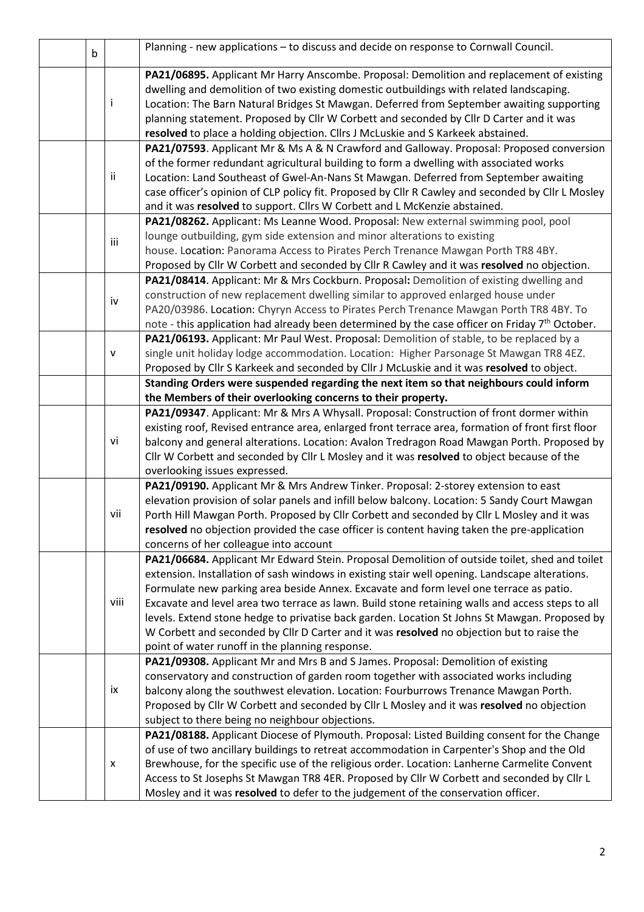|   |   |   |   |
|---|---|---|---|
|   | b |   | Planning - new applications – to discuss and decide on response to Cornwall Council. |
|   |   | i | **PA21/06895.** Applicant Mr Harry Anscombe. Proposal: Demolition and replacement of existing dwelling and demolition of two existing domestic outbuildings with related landscaping. Location: The Barn Natural Bridges St Mawgan. Deferred from September awaiting supporting planning statement. Proposed by Cllr W Corbett and seconded by Cllr D Carter and it was **resolved** to place a holding objection. Cllrs J McLuskie and S Karkeek abstained. |
|   |   | ii | **PA21/07593**. Applicant Mr & Ms A & N Crawford and Galloway. Proposal: Proposed conversion of the former redundant agricultural building to form a dwelling with associated works Location: Land Southeast of Gwel-An-Nans St Mawgan. Deferred from September awaiting case officer's opinion of CLP policy fit. Proposed by Cllr R Cawley and seconded by Cllr L Mosley and it was **resolved** to support. Cllrs W Corbett and L McKenzie abstained. |
|   |   | iii | **PA21/08262.** Applicant: Ms Leanne Wood. Proposal: New external swimming pool, pool lounge outbuilding, gym side extension and minor alterations to existing house. Location: Panorama Access to Pirates Perch Trenance Mawgan Porth TR8 4BY. Proposed by Cllr W Corbett and seconded by Cllr R Cawley and it was **resolved** no objection. |
|   |   | iv | **PA21/08414**. Applicant: Mr & Mrs Cockburn. Proposal**:** Demolition of existing dwelling and construction of new replacement dwelling similar to approved enlarged house under PA20/03986. Location: Chyryn Access to Pirates Perch Trenance Mawgan Porth TR8 4BY. To note - this application had already been determined by the case officer on Friday 7th October. |
|   |   | v | **PA21/06193.** Applicant: Mr Paul West. Proposal: Demolition of stable, to be replaced by a single unit holiday lodge accommodation. Location: Higher Parsonage St Mawgan TR8 4EZ. Proposed by Cllr S Karkeek and seconded by Cllr J McLuskie and it was **resolved** to object. |
|   |   |   | **Standing Orders were suspended regarding the next item so that neighbours could inform the Members of their overlooking concerns to their property.** |
|   |   | vi | **PA21/09347**. Applicant: Mr & Mrs A Whysall. Proposal: Construction of front dormer within existing roof, Revised entrance area, enlarged front terrace area, formation of front first floor balcony and general alterations. Location: Avalon Tredragon Road Mawgan Porth. Proposed by Cllr W Corbett and seconded by Cllr L Mosley and it was **resolved** to object because of the overlooking issues expressed. |
|   |   | vii | **PA21/09190.** Applicant Mr & Mrs Andrew Tinker. Proposal: 2-storey extension to east elevation provision of solar panels and infill below balcony. Location: 5 Sandy Court Mawgan Porth Hill Mawgan Porth. Proposed by Cllr Corbett and seconded by Cllr L Mosley and it was **resolved** no objection provided the case officer is content having taken the pre-application concerns of her colleague into account |
|   |   | viii | **PA21/06684.** Applicant Mr Edward Stein. Proposal Demolition of outside toilet, shed and toilet extension. Installation of sash windows in existing stair well opening. Landscape alterations. Formulate new parking area beside Annex. Excavate and form level one terrace as patio. Excavate and level area two terrace as lawn. Build stone retaining walls and access steps to all levels. Extend stone hedge to privatise back garden. Location St Johns St Mawgan. Proposed by W Corbett and seconded by Cllr D Carter and it was **resolved** no objection but to raise the point of water runoff in the planning response. |
|   |   | ix | **PA21/09308.** Applicant Mr and Mrs B and S James. Proposal: Demolition of existing conservatory and construction of garden room together with associated works including balcony along the southwest elevation. Location: Fourburrows Trenance Mawgan Porth. Proposed by Cllr W Corbett and seconded by Cllr L Mosley and it was **resolved** no objection subject to there being no neighbour objections. |
|   |   | x | **PA21/08188.** Applicant Diocese of Plymouth. Proposal: Listed Building consent for the Change of use of two ancillary buildings to retreat accommodation in Carpenter's Shop and the Old Brewhouse, for the specific use of the religious order. Location: Lanherne Carmelite Convent Access to St Josephs St Mawgan TR8 4ER. Proposed by Cllr W Corbett and seconded by Cllr L Mosley and it was **resolved** to defer to the judgement of the conservation officer. |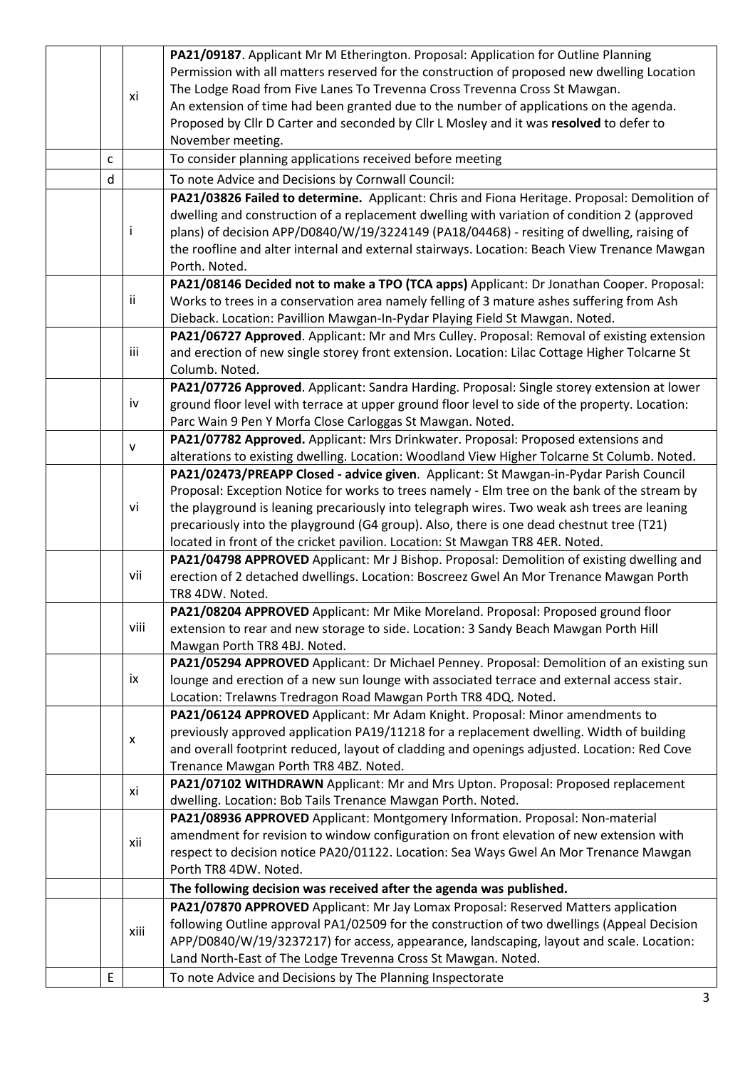| | | |
|---|---|---|
| | xi | **PA21/09187**. Applicant Mr M Etherington. Proposal: Application for Outline Planning Permission with all matters reserved for the construction of proposed new dwelling Location The Lodge Road from Five Lanes To Trevenna Cross Trevenna Cross St Mawgan. An extension of time had been granted due to the number of applications on the agenda. Proposed by Cllr D Carter and seconded by Cllr L Mosley and it was **resolved** to defer to November meeting. |
| c | | To consider planning applications received before meeting |
| d | | To note Advice and Decisions by Cornwall Council: |
| | i | **PA21/03826 Failed to determine.** Applicant: Chris and Fiona Heritage. Proposal: Demolition of dwelling and construction of a replacement dwelling with variation of condition 2 (approved plans) of decision APP/D0840/W/19/3224149 (PA18/04468) - resiting of dwelling, raising of the roofline and alter internal and external stairways. Location: Beach View Trenance Mawgan Porth. Noted. |
| | ii | **PA21/08146 Decided not to make a TPO (TCA apps)** Applicant: Dr Jonathan Cooper. Proposal: Works to trees in a conservation area namely felling of 3 mature ashes suffering from Ash Dieback. Location: Pavillion Mawgan-In-Pydar Playing Field St Mawgan. Noted. |
| | iii | **PA21/06727 Approved**. Applicant: Mr and Mrs Culley. Proposal: Removal of existing extension and erection of new single storey front extension. Location: Lilac Cottage Higher Tolcarne St Columb. Noted. |
| | iv | **PA21/07726 Approved**. Applicant: Sandra Harding. Proposal: Single storey extension at lower ground floor level with terrace at upper ground floor level to side of the property. Location: Parc Wain 9 Pen Y Morfa Close Carloggas St Mawgan. Noted. |
| | v | **PA21/07782 Approved.** Applicant: Mrs Drinkwater. Proposal: Proposed extensions and alterations to existing dwelling. Location: Woodland View Higher Tolcarne St Columb. Noted. |
| | vi | **PA21/02473/PREAPP Closed - advice given**. Applicant: St Mawgan-in-Pydar Parish Council Proposal: Exception Notice for works to trees namely - Elm tree on the bank of the stream by the playground is leaning precariously into telegraph wires. Two weak ash trees are leaning precariously into the playground (G4 group). Also, there is one dead chestnut tree (T21) located in front of the cricket pavilion. Location: St Mawgan TR8 4ER. Noted. |
| | vii | **PA21/04798 APPROVED** Applicant: Mr J Bishop. Proposal: Demolition of existing dwelling and erection of 2 detached dwellings. Location: Boscreez Gwel An Mor Trenance Mawgan Porth TR8 4DW. Noted. |
| | viii | **PA21/08204 APPROVED** Applicant: Mr Mike Moreland. Proposal: Proposed ground floor extension to rear and new storage to side. Location: 3 Sandy Beach Mawgan Porth Hill Mawgan Porth TR8 4BJ. Noted. |
| | ix | **PA21/05294 APPROVED** Applicant: Dr Michael Penney. Proposal: Demolition of an existing sun lounge and erection of a new sun lounge with associated terrace and external access stair. Location: Trelawns Tredragon Road Mawgan Porth TR8 4DQ. Noted. |
| | x | **PA21/06124 APPROVED** Applicant: Mr Adam Knight. Proposal: Minor amendments to previously approved application PA19/11218 for a replacement dwelling. Width of building and overall footprint reduced, layout of cladding and openings adjusted. Location: Red Cove Trenance Mawgan Porth TR8 4BZ. Noted. |
| | xi | **PA21/07102 WITHDRAWN** Applicant: Mr and Mrs Upton. Proposal: Proposed replacement dwelling. Location: Bob Tails Trenance Mawgan Porth. Noted. |
| | xii | **PA21/08936 APPROVED** Applicant: Montgomery Information. Proposal: Non-material amendment for revision to window configuration on front elevation of new extension with respect to decision notice PA20/01122. Location: Sea Ways Gwel An Mor Trenance Mawgan Porth TR8 4DW. Noted. |
| | | **The following decision was received after the agenda was published.** |
| | xiii | **PA21/07870 APPROVED** Applicant: Mr Jay Lomax Proposal: Reserved Matters application following Outline approval PA1/02509 for the construction of two dwellings (Appeal Decision APP/D0840/W/19/3237217) for access, appearance, landscaping, layout and scale. Location: Land North-East of The Lodge Trevenna Cross St Mawgan. Noted. |
| E | | To note Advice and Decisions by The Planning Inspectorate |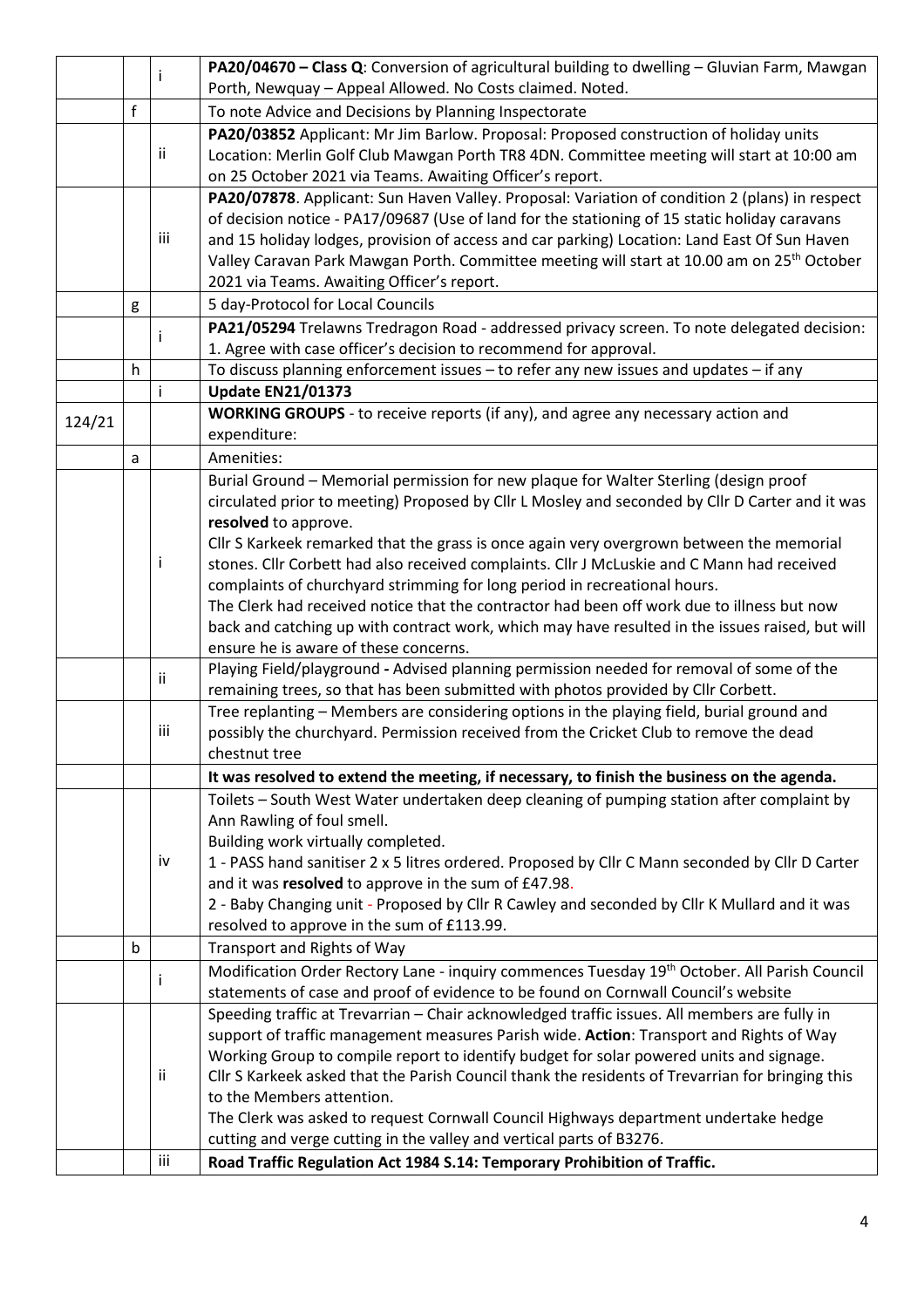| | | | |
|---|---|---|---|
| | | i | **PA20/04670 – Class Q**: Conversion of agricultural building to dwelling – Gluvian Farm, Mawgan Porth, Newquay – Appeal Allowed. No Costs claimed. Noted. |
| | f | | To note Advice and Decisions by Planning Inspectorate |
| | | ii | **PA20/03852** Applicant: Mr Jim Barlow. Proposal: Proposed construction of holiday units Location: Merlin Golf Club Mawgan Porth TR8 4DN. Committee meeting will start at 10:00 am on 25 October 2021 via Teams. Awaiting Officer's report. |
| | | iii | **PA20/07878**. Applicant: Sun Haven Valley. Proposal: Variation of condition 2 (plans) in respect of decision notice - PA17/09687 (Use of land for the stationing of 15 static holiday caravans and 15 holiday lodges, provision of access and car parking) Location: Land East Of Sun Haven Valley Caravan Park Mawgan Porth. Committee meeting will start at 10.00 am on 25th October 2021 via Teams. Awaiting Officer's report. |
| | g | | 5 day-Protocol for Local Councils |
| | | i | **PA21/05294** Trelawns Tredragon Road - addressed privacy screen. To note delegated decision: 1. Agree with case officer's decision to recommend for approval. |
| | h | | To discuss planning enforcement issues – to refer any new issues and updates – if any |
| | | i | **Update EN21/01373** |
| 124/21 | | | **WORKING GROUPS** - to receive reports (if any), and agree any necessary action and expenditure: |
| | a | | Amenities: |
| | | i | Burial Ground – Memorial permission for new plaque for Walter Sterling (design proof circulated prior to meeting) Proposed by Cllr L Mosley and seconded by Cllr D Carter and it was **resolved** to approve.<br>Cllr S Karkeek remarked that the grass is once again very overgrown between the memorial stones. Cllr Corbett had also received complaints. Cllr J McLuskie and C Mann had received complaints of churchyard strimming for long period in recreational hours.<br>The Clerk had received notice that the contractor had been off work due to illness but now back and catching up with contract work, which may have resulted in the issues raised, but will ensure he is aware of these concerns. |
| | | ii | Playing Field/playground **-** Advised planning permission needed for removal of some of the remaining trees, so that has been submitted with photos provided by Cllr Corbett. |
| | | iii | Tree replanting – Members are considering options in the playing field, burial ground and possibly the churchyard. Permission received from the Cricket Club to remove the dead chestnut tree |
| | | | **It was resolved to extend the meeting, if necessary, to finish the business on the agenda.** |
| | | iv | Toilets – South West Water undertaken deep cleaning of pumping station after complaint by Ann Rawling of foul smell.<br>Building work virtually completed.<br>1 - PASS hand sanitiser 2 x 5 litres ordered. Proposed by Cllr C Mann seconded by Cllr D Carter and it was **resolved** to approve in the sum of £47.98.<br>2 - Baby Changing unit - Proposed by Cllr R Cawley and seconded by Cllr K Mullard and it was resolved to approve in the sum of £113.99. |
| | b | | Transport and Rights of Way |
| | | i | Modification Order Rectory Lane - inquiry commences Tuesday 19th October. All Parish Council statements of case and proof of evidence to be found on Cornwall Council's website |
| | | ii | Speeding traffic at Trevarrian – Chair acknowledged traffic issues. All members are fully in support of traffic management measures Parish wide. **Action**: Transport and Rights of Way Working Group to compile report to identify budget for solar powered units and signage.<br>Cllr S Karkeek asked that the Parish Council thank the residents of Trevarrian for bringing this to the Members attention.<br>The Clerk was asked to request Cornwall Council Highways department undertake hedge cutting and verge cutting in the valley and vertical parts of B3276. |
| | | iii | **Road Traffic Regulation Act 1984 S.14: Temporary Prohibition of Traffic.** |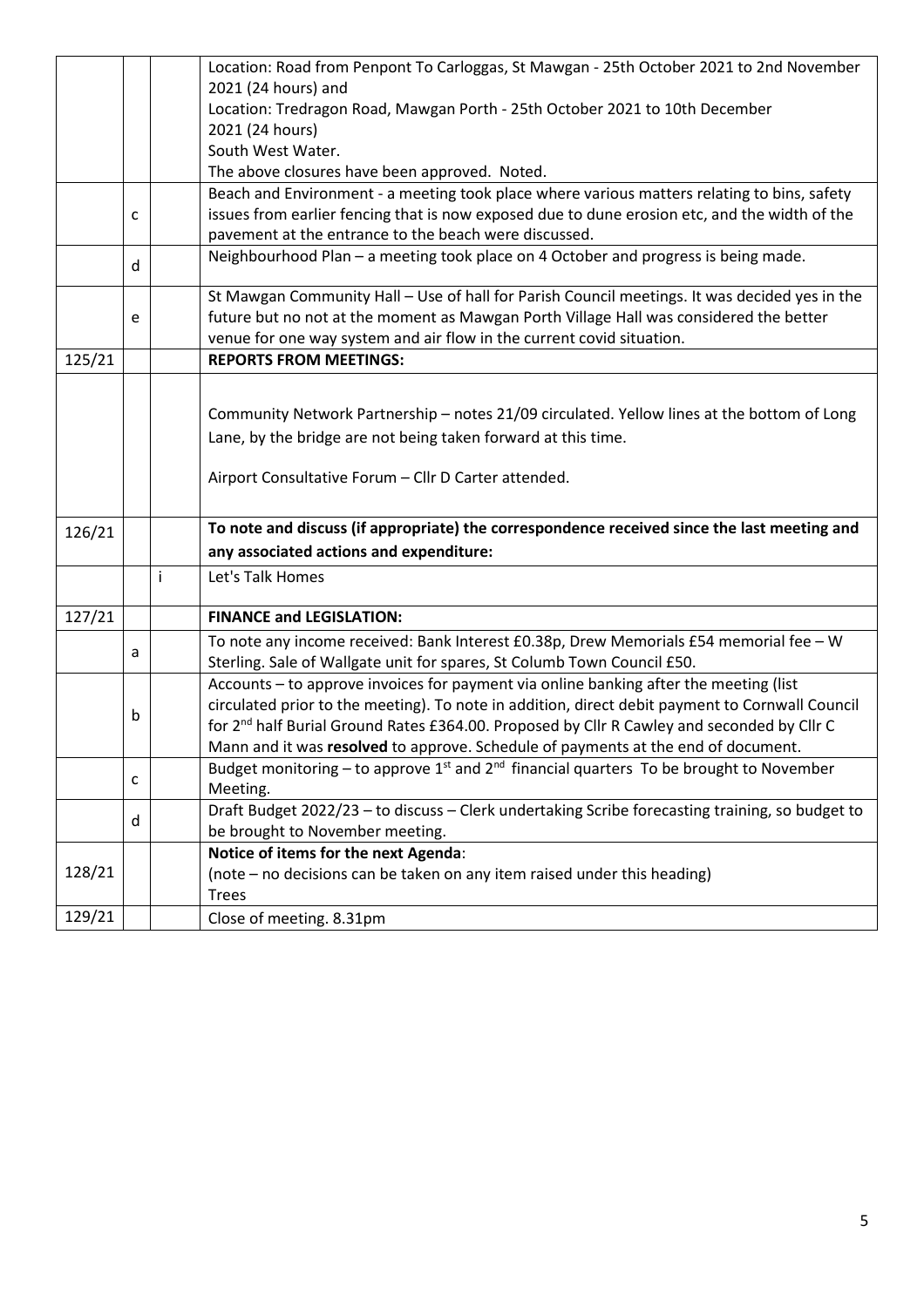| | | | |
|---|---|---|---|
| | | | Location: Road from Penpont To Carloggas, St Mawgan - 25th October 2021 to 2nd November 2021 (24 hours) and<br>Location: Tredragon Road, Mawgan Porth - 25th October 2021 to 10th December 2021 (24 hours)<br>South West Water.<br>The above closures have been approved. Noted. |
| | c | | Beach and Environment - a meeting took place where various matters relating to bins, safety issues from earlier fencing that is now exposed due to dune erosion etc, and the width of the pavement at the entrance to the beach were discussed. |
| | d | | Neighbourhood Plan – a meeting took place on 4 October and progress is being made. |
| | e | | St Mawgan Community Hall – Use of hall for Parish Council meetings. It was decided yes in the future but no not at the moment as Mawgan Porth Village Hall was considered the better venue for one way system and air flow in the current covid situation. |
| 125/21 | | | **REPORTS FROM MEETINGS:** |
| | | | Community Network Partnership – notes 21/09 circulated. Yellow lines at the bottom of Long Lane, by the bridge are not being taken forward at this time.<br><br>Airport Consultative Forum – Cllr D Carter attended. |
| 126/21 | | | **To note and discuss (if appropriate) the correspondence received since the last meeting and any associated actions and expenditure:** |
| | | i | Let's Talk Homes |
| 127/21 | | | **FINANCE and LEGISLATION:** |
| | a | | To note any income received: Bank Interest £0.38p, Drew Memorials £54 memorial fee – W Sterling. Sale of Wallgate unit for spares, St Columb Town Council £50. |
| | b | | Accounts – to approve invoices for payment via online banking after the meeting (list circulated prior to the meeting). To note in addition, direct debit payment to Cornwall Council for 2nd half Burial Ground Rates £364.00. Proposed by Cllr R Cawley and seconded by Cllr C Mann and it was **resolved** to approve. Schedule of payments at the end of document. |
| | c | | Budget monitoring – to approve 1st and 2nd financial quarters To be brought to November Meeting. |
| | d | | Draft Budget 2022/23 – to discuss – Clerk undertaking Scribe forecasting training, so budget to be brought to November meeting. |
| 128/21 | | | **Notice of items for the next Agenda**:<br>(note – no decisions can be taken on any item raised under this heading)<br>Trees |
| 129/21 | | | Close of meeting. 8.31pm |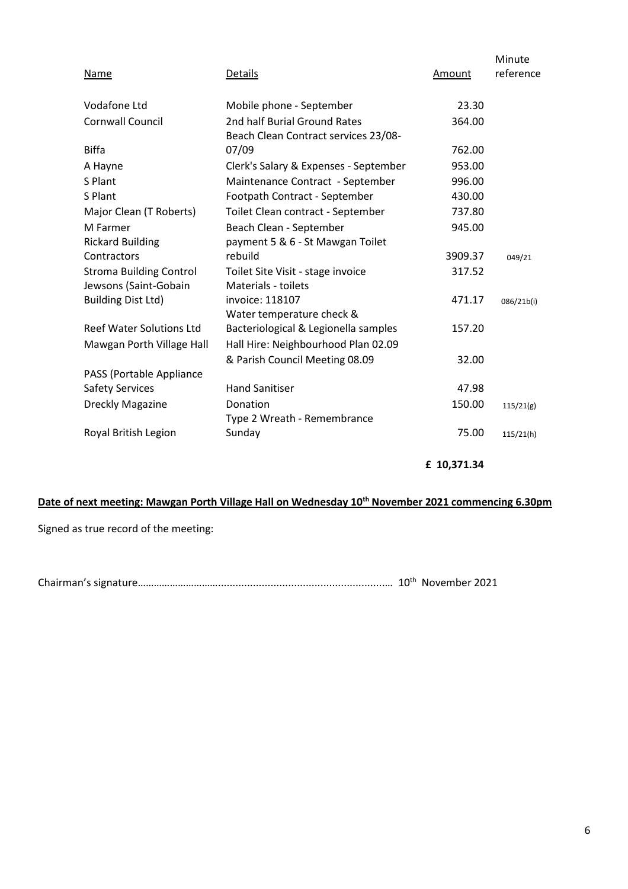| Name | Details | Amount | Minute reference |
|---|---|---|---|
| Vodafone Ltd | Mobile phone - September | 23.30 | |
| Cornwall Council | 2nd half Burial Ground Rates | 364.00 | |
| Biffa | Beach Clean Contract services 23/08-07/09 | 762.00 | |
| A Hayne | Clerk's Salary & Expenses - September | 953.00 | |
| S Plant | Maintenance Contract - September | 996.00 | |
| S Plant | Footpath Contract - September | 430.00 | |
| Major Clean (T Roberts) | Toilet Clean contract - September | 737.80 | |
| M Farmer | Beach Clean - September | 945.00 | |
| Rickard Building Contractors | payment 5 & 6 - St Mawgan Toilet rebuild | 3909.37 | 049/21 |
| Stroma Building Control | Toilet Site Visit - stage invoice | 317.52 | |
| Jewsons (Saint-Gobain Building Dist Ltd) | Materials - toilets invoice: 118107 | 471.17 | 086/21b(i) |
| Reef Water Solutions Ltd | Water temperature check & Bacteriological & Legionella samples | 157.20 | |
| Mawgan Porth Village Hall | Hall Hire: Neighbourhood Plan 02.09 & Parish Council Meeting 08.09 | 32.00 | |
| PASS (Portable Appliance Safety Services | Hand Sanitiser | 47.98 | |
| Dreckly Magazine | Donation | 150.00 | 115/21(g) |
| Royal British Legion | Type 2 Wreath - Remembrance Sunday | 75.00 | 115/21(h) |
| | | **£ 10,371.34** | |

**Date of next meeting: Mawgan Porth Village Hall on Wednesday 10th November 2021 commencing 6.30pm**

Signed as true record of the meeting:

Chairman's signature……………………….......................................................… 10th November 2021